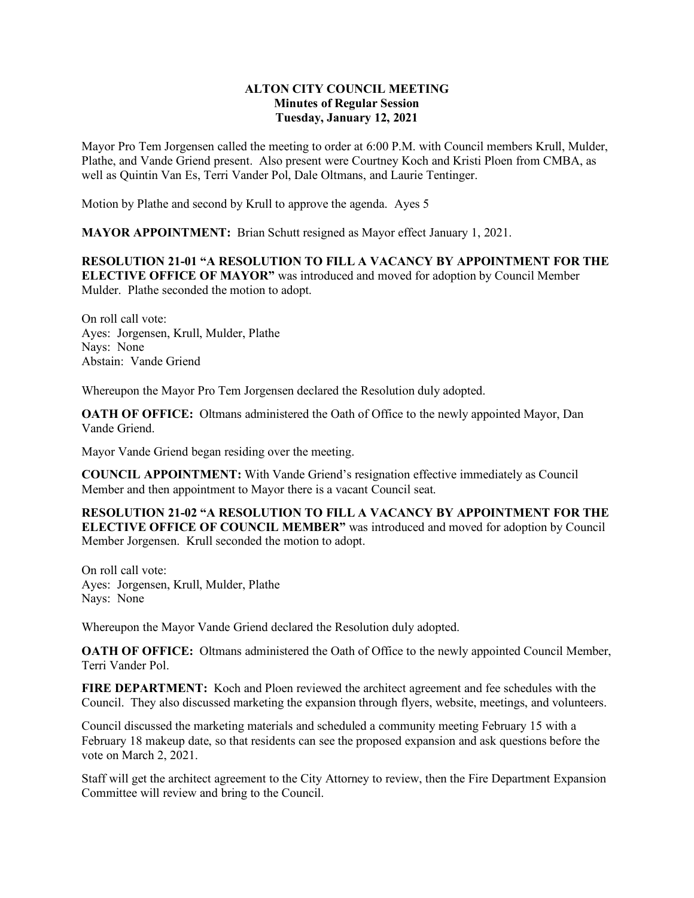**ALTON CITY COUNCIL MEETING**
**Minutes of Regular Session**
**Tuesday, January 12, 2021**

Mayor Pro Tem Jorgensen called the meeting to order at 6:00 P.M. with Council members Krull, Mulder, Plathe, and Vande Griend present. Also present were Courtney Koch and Kristi Ploen from CMBA, as well as Quintin Van Es, Terri Vander Pol, Dale Oltmans, and Laurie Tentinger.

Motion by Plathe and second by Krull to approve the agenda. Ayes 5

**MAYOR APPOINTMENT:** Brian Schutt resigned as Mayor effect January 1, 2021.

**RESOLUTION 21-01 "A RESOLUTION TO FILL A VACANCY BY APPOINTMENT FOR THE ELECTIVE OFFICE OF MAYOR"** was introduced and moved for adoption by Council Member Mulder. Plathe seconded the motion to adopt.

On roll call vote:
Ayes: Jorgensen, Krull, Mulder, Plathe
Nays: None
Abstain: Vande Griend

Whereupon the Mayor Pro Tem Jorgensen declared the Resolution duly adopted.

**OATH OF OFFICE:** Oltmans administered the Oath of Office to the newly appointed Mayor, Dan Vande Griend.

Mayor Vande Griend began residing over the meeting.

**COUNCIL APPOINTMENT:** With Vande Griend's resignation effective immediately as Council Member and then appointment to Mayor there is a vacant Council seat.

**RESOLUTION 21-02 "A RESOLUTION TO FILL A VACANCY BY APPOINTMENT FOR THE ELECTIVE OFFICE OF COUNCIL MEMBER"** was introduced and moved for adoption by Council Member Jorgensen. Krull seconded the motion to adopt.

On roll call vote:
Ayes: Jorgensen, Krull, Mulder, Plathe
Nays: None

Whereupon the Mayor Vande Griend declared the Resolution duly adopted.

**OATH OF OFFICE:** Oltmans administered the Oath of Office to the newly appointed Council Member, Terri Vander Pol.

**FIRE DEPARTMENT:** Koch and Ploen reviewed the architect agreement and fee schedules with the Council. They also discussed marketing the expansion through flyers, website, meetings, and volunteers.

Council discussed the marketing materials and scheduled a community meeting February 15 with a February 18 makeup date, so that residents can see the proposed expansion and ask questions before the vote on March 2, 2021.

Staff will get the architect agreement to the City Attorney to review, then the Fire Department Expansion Committee will review and bring to the Council.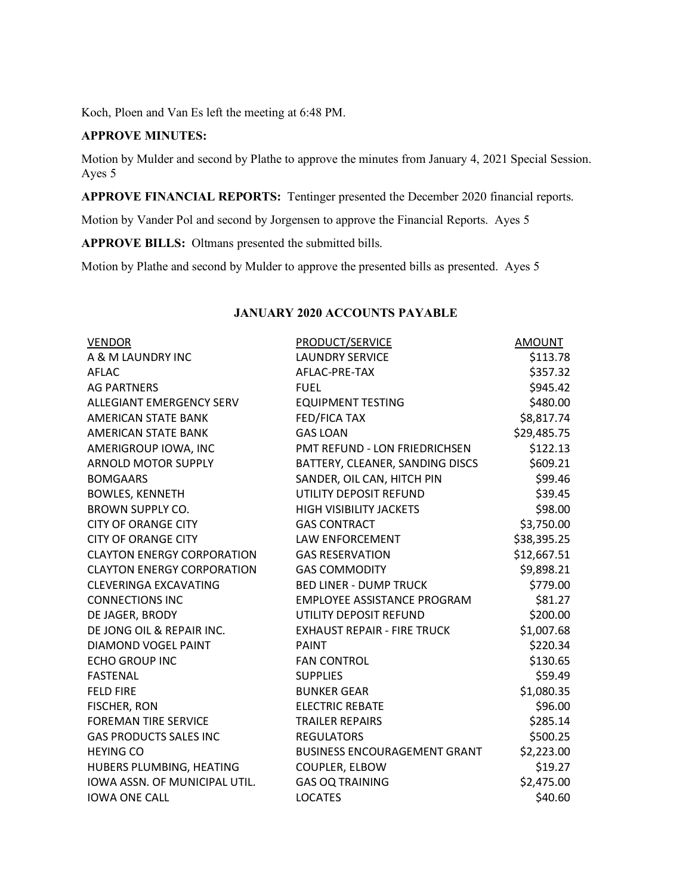Koch, Ploen and Van Es left the meeting at 6:48 PM.

**APPROVE MINUTES:**

Motion by Mulder and second by Plathe to approve the minutes from January 4, 2021 Special Session. Ayes 5

**APPROVE FINANCIAL REPORTS:** Tentinger presented the December 2020 financial reports.

Motion by Vander Pol and second by Jorgensen to approve the Financial Reports. Ayes 5

**APPROVE BILLS:** Oltmans presented the submitted bills.

Motion by Plathe and second by Mulder to approve the presented bills as presented. Ayes 5

**JANUARY 2020 ACCOUNTS PAYABLE**

| VENDOR | PRODUCT/SERVICE | AMOUNT |
|---|---|---|
| A & M LAUNDRY INC | LAUNDRY SERVICE | $113.78 |
| AFLAC | AFLAC-PRE-TAX | $357.32 |
| AG PARTNERS | FUEL | $945.42 |
| ALLEGIANT EMERGENCY SERV | EQUIPMENT TESTING | $480.00 |
| AMERICAN STATE BANK | FED/FICA TAX | $8,817.74 |
| AMERICAN STATE BANK | GAS LOAN | $29,485.75 |
| AMERIGROUP IOWA, INC | PMT REFUND - LON FRIEDRICHSEN | $122.13 |
| ARNOLD MOTOR SUPPLY | BATTERY, CLEANER, SANDING DISCS | $609.21 |
| BOMGAARS | SANDER, OIL CAN, HITCH PIN | $99.46 |
| BOWLES, KENNETH | UTILITY DEPOSIT REFUND | $39.45 |
| BROWN SUPPLY CO. | HIGH VISIBILITY JACKETS | $98.00 |
| CITY OF ORANGE CITY | GAS CONTRACT | $3,750.00 |
| CITY OF ORANGE CITY | LAW ENFORCEMENT | $38,395.25 |
| CLAYTON ENERGY CORPORATION | GAS RESERVATION | $12,667.51 |
| CLAYTON ENERGY CORPORATION | GAS COMMODITY | $9,898.21 |
| CLEVERINGA EXCAVATING | BED LINER - DUMP TRUCK | $779.00 |
| CONNECTIONS INC | EMPLOYEE ASSISTANCE PROGRAM | $81.27 |
| DE JAGER, BRODY | UTILITY DEPOSIT REFUND | $200.00 |
| DE JONG OIL & REPAIR INC. | EXHAUST REPAIR - FIRE TRUCK | $1,007.68 |
| DIAMOND VOGEL PAINT | PAINT | $220.34 |
| ECHO GROUP INC | FAN CONTROL | $130.65 |
| FASTENAL | SUPPLIES | $59.49 |
| FELD FIRE | BUNKER GEAR | $1,080.35 |
| FISCHER, RON | ELECTRIC REBATE | $96.00 |
| FOREMAN TIRE SERVICE | TRAILER REPAIRS | $285.14 |
| GAS PRODUCTS SALES INC | REGULATORS | $500.25 |
| HEYING CO | BUSINESS ENCOURAGEMENT GRANT | $2,223.00 |
| HUBERS PLUMBING, HEATING | COUPLER, ELBOW | $19.27 |
| IOWA ASSN. OF MUNICIPAL UTIL. | GAS OQ TRAINING | $2,475.00 |
| IOWA ONE CALL | LOCATES | $40.60 |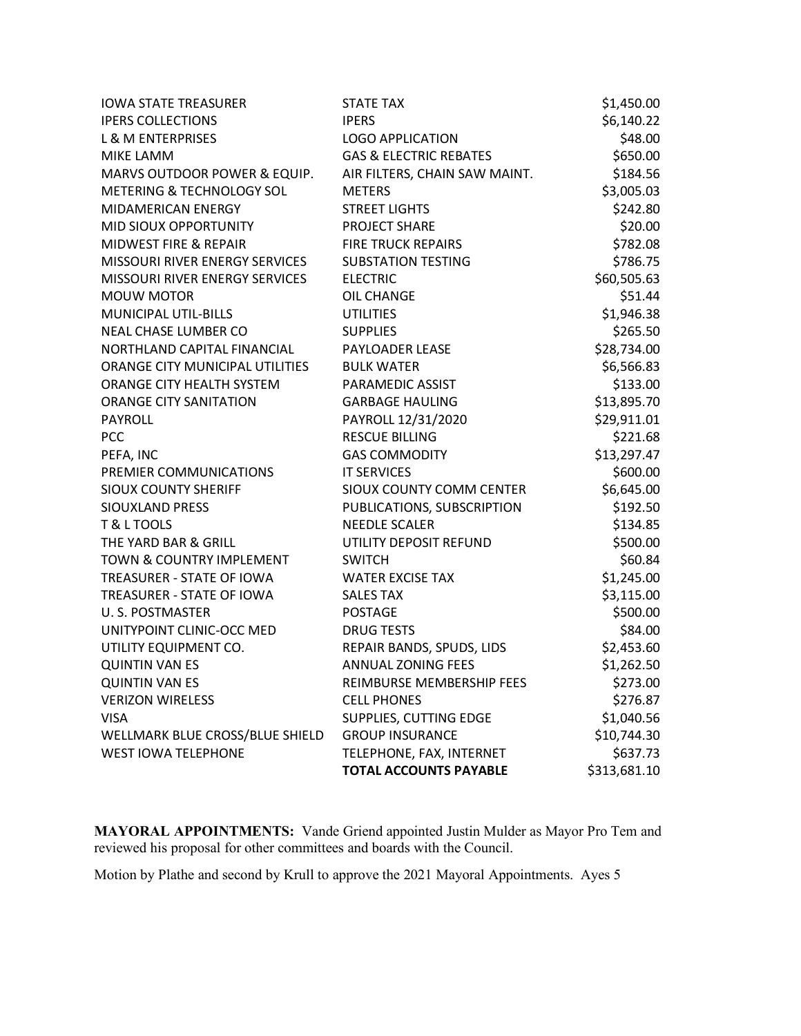| | | |
|---|---|---|
| IOWA STATE TREASURER | STATE TAX | $1,450.00 |
| IPERS COLLECTIONS | IPERS | $6,140.22 |
| L & M ENTERPRISES | LOGO APPLICATION | $48.00 |
| MIKE LAMM | GAS & ELECTRIC REBATES | $650.00 |
| MARVS OUTDOOR POWER & EQUIP. | AIR FILTERS, CHAIN SAW MAINT. | $184.56 |
| METERING & TECHNOLOGY SOL | METERS | $3,005.03 |
| MIDAMERICAN ENERGY | STREET LIGHTS | $242.80 |
| MID SIOUX OPPORTUNITY | PROJECT SHARE | $20.00 |
| MIDWEST FIRE & REPAIR | FIRE TRUCK REPAIRS | $782.08 |
| MISSOURI RIVER ENERGY SERVICES | SUBSTATION TESTING | $786.75 |
| MISSOURI RIVER ENERGY SERVICES | ELECTRIC | $60,505.63 |
| MOUW MOTOR | OIL CHANGE | $51.44 |
| MUNICIPAL UTIL-BILLS | UTILITIES | $1,946.38 |
| NEAL CHASE LUMBER CO | SUPPLIES | $265.50 |
| NORTHLAND CAPITAL FINANCIAL | PAYLOADER LEASE | $28,734.00 |
| ORANGE CITY MUNICIPAL UTILITIES | BULK WATER | $6,566.83 |
| ORANGE CITY HEALTH SYSTEM | PARAMEDIC ASSIST | $133.00 |
| ORANGE CITY SANITATION | GARBAGE HAULING | $13,895.70 |
| PAYROLL | PAYROLL 12/31/2020 | $29,911.01 |
| PCC | RESCUE BILLING | $221.68 |
| PEFA, INC | GAS COMMODITY | $13,297.47 |
| PREMIER COMMUNICATIONS | IT SERVICES | $600.00 |
| SIOUX COUNTY SHERIFF | SIOUX COUNTY COMM CENTER | $6,645.00 |
| SIOUXLAND PRESS | PUBLICATIONS, SUBSCRIPTION | $192.50 |
| T & L TOOLS | NEEDLE SCALER | $134.85 |
| THE YARD BAR & GRILL | UTILITY DEPOSIT REFUND | $500.00 |
| TOWN & COUNTRY IMPLEMENT | SWITCH | $60.84 |
| TREASURER - STATE OF IOWA | WATER EXCISE TAX | $1,245.00 |
| TREASURER - STATE OF IOWA | SALES TAX | $3,115.00 |
| U. S. POSTMASTER | POSTAGE | $500.00 |
| UNITYPOINT CLINIC-OCC MED | DRUG TESTS | $84.00 |
| UTILITY EQUIPMENT CO. | REPAIR BANDS, SPUDS, LIDS | $2,453.60 |
| QUINTIN VAN ES | ANNUAL ZONING FEES | $1,262.50 |
| QUINTIN VAN ES | REIMBURSE MEMBERSHIP FEES | $273.00 |
| VERIZON WIRELESS | CELL PHONES | $276.87 |
| VISA | SUPPLIES, CUTTING EDGE | $1,040.56 |
| WELLMARK BLUE CROSS/BLUE SHIELD | GROUP INSURANCE | $10,744.30 |
| WEST IOWA TELEPHONE | TELEPHONE, FAX, INTERNET | $637.73 |
| | **TOTAL ACCOUNTS PAYABLE** | $313,681.10 |

**MAYORAL APPOINTMENTS:** Vande Griend appointed Justin Mulder as Mayor Pro Tem and reviewed his proposal for other committees and boards with the Council.

Motion by Plathe and second by Krull to approve the 2021 Mayoral Appointments. Ayes 5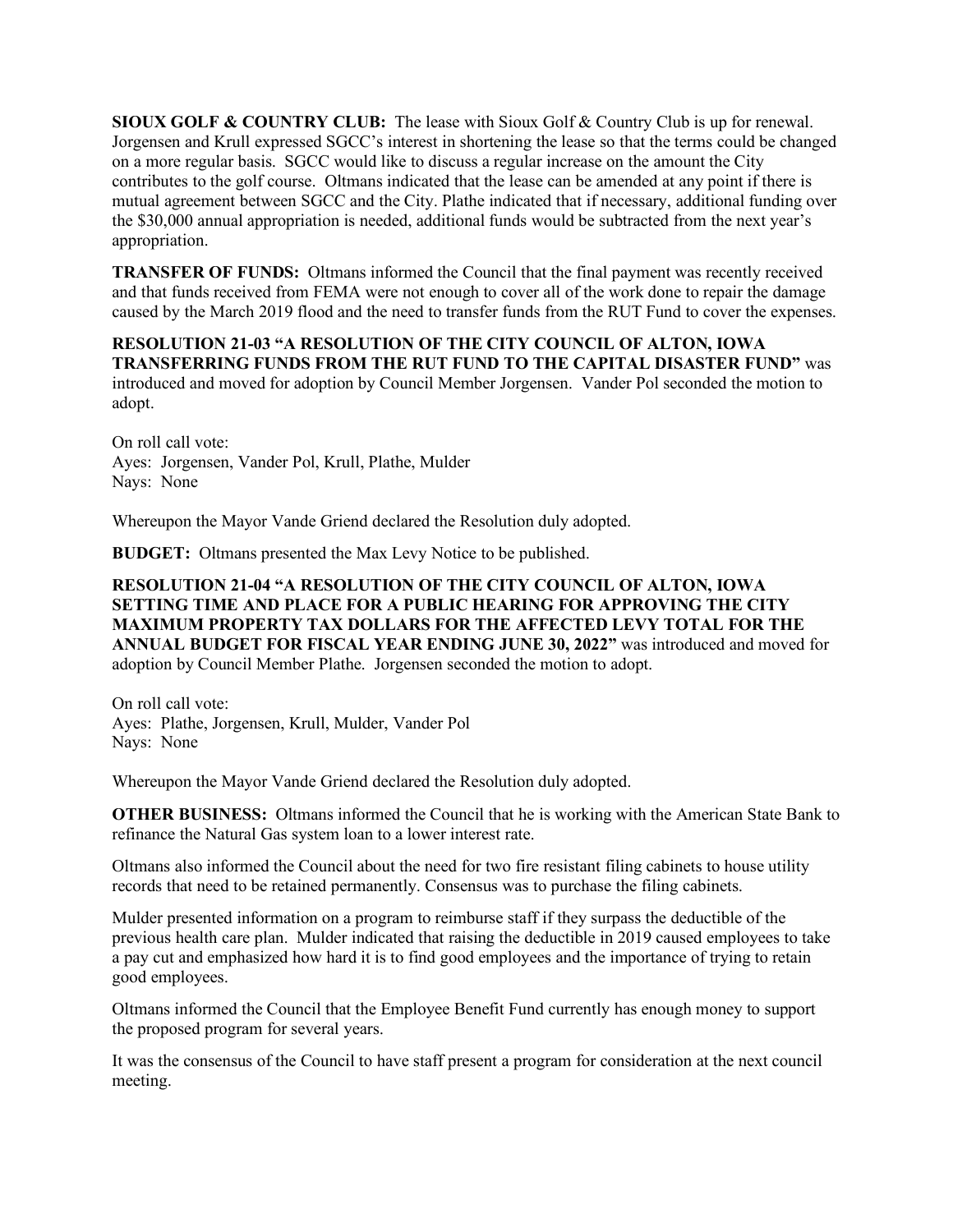**SIOUX GOLF & COUNTRY CLUB:** The lease with Sioux Golf & Country Club is up for renewal. Jorgensen and Krull expressed SGCC's interest in shortening the lease so that the terms could be changed on a more regular basis. SGCC would like to discuss a regular increase on the amount the City contributes to the golf course. Oltmans indicated that the lease can be amended at any point if there is mutual agreement between SGCC and the City. Plathe indicated that if necessary, additional funding over the $30,000 annual appropriation is needed, additional funds would be subtracted from the next year's appropriation.

**TRANSFER OF FUNDS:** Oltmans informed the Council that the final payment was recently received and that funds received from FEMA were not enough to cover all of the work done to repair the damage caused by the March 2019 flood and the need to transfer funds from the RUT Fund to cover the expenses.

**RESOLUTION 21-03 "A RESOLUTION OF THE CITY COUNCIL OF ALTON, IOWA TRANSFERRING FUNDS FROM THE RUT FUND TO THE CAPITAL DISASTER FUND"** was introduced and moved for adoption by Council Member Jorgensen. Vander Pol seconded the motion to adopt.

On roll call vote:
Ayes: Jorgensen, Vander Pol, Krull, Plathe, Mulder
Nays: None

Whereupon the Mayor Vande Griend declared the Resolution duly adopted.

**BUDGET:** Oltmans presented the Max Levy Notice to be published.

**RESOLUTION 21-04 "A RESOLUTION OF THE CITY COUNCIL OF ALTON, IOWA SETTING TIME AND PLACE FOR A PUBLIC HEARING FOR APPROVING THE CITY MAXIMUM PROPERTY TAX DOLLARS FOR THE AFFECTED LEVY TOTAL FOR THE ANNUAL BUDGET FOR FISCAL YEAR ENDING JUNE 30, 2022"** was introduced and moved for adoption by Council Member Plathe. Jorgensen seconded the motion to adopt.

On roll call vote:
Ayes: Plathe, Jorgensen, Krull, Mulder, Vander Pol
Nays: None

Whereupon the Mayor Vande Griend declared the Resolution duly adopted.

**OTHER BUSINESS:** Oltmans informed the Council that he is working with the American State Bank to refinance the Natural Gas system loan to a lower interest rate.

Oltmans also informed the Council about the need for two fire resistant filing cabinets to house utility records that need to be retained permanently. Consensus was to purchase the filing cabinets.

Mulder presented information on a program to reimburse staff if they surpass the deductible of the previous health care plan. Mulder indicated that raising the deductible in 2019 caused employees to take a pay cut and emphasized how hard it is to find good employees and the importance of trying to retain good employees.

Oltmans informed the Council that the Employee Benefit Fund currently has enough money to support the proposed program for several years.

It was the consensus of the Council to have staff present a program for consideration at the next council meeting.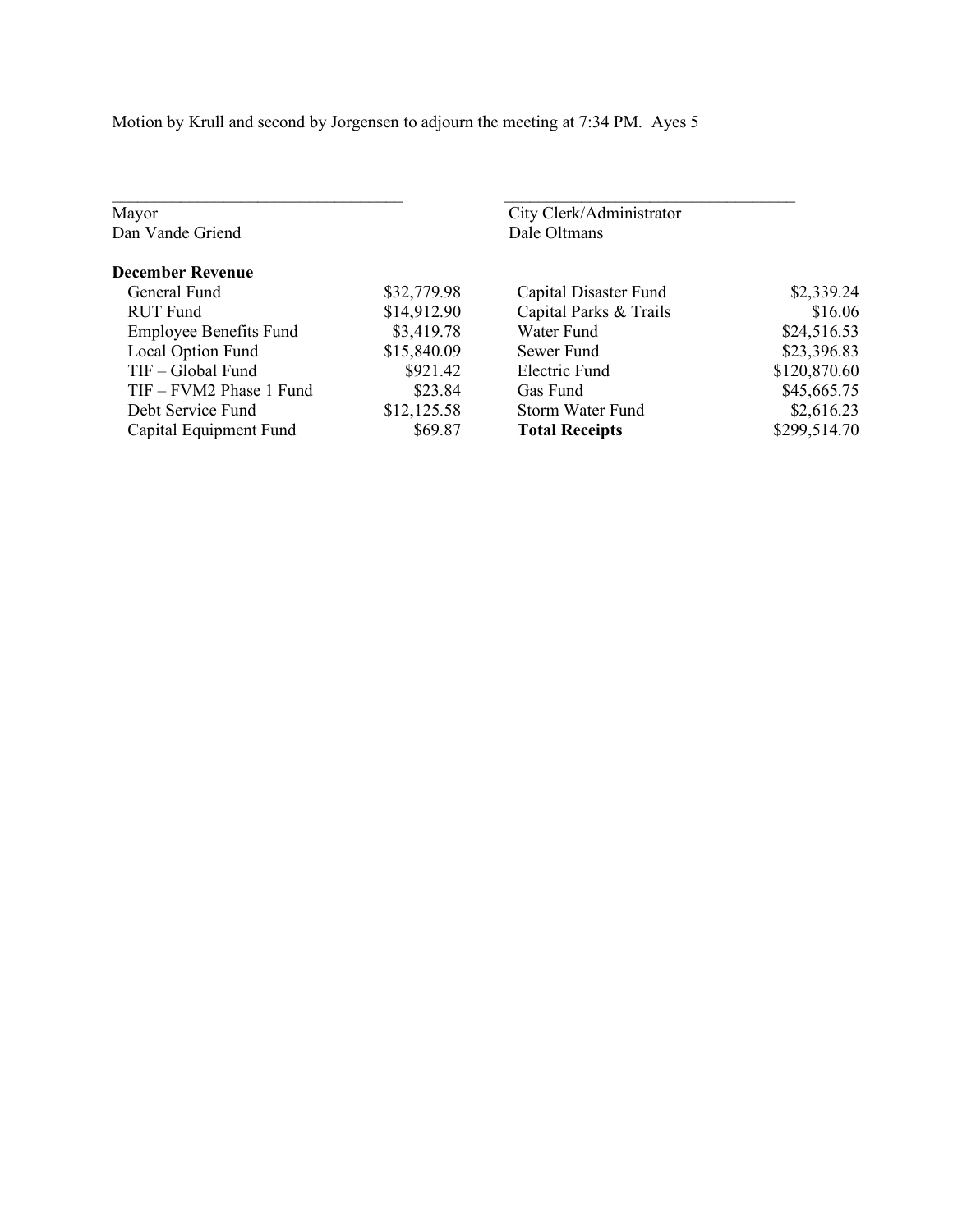Motion by Krull and second by Jorgensen to adjourn the meeting at 7:34 PM. Ayes 5

\_\_\_\_\_\_\_\_\_\_\_\_\_\_\_\_\_\_\_\_\_\_\_\_\_\_\_\_\_\_\_\_\_\_\_\_
Mayor
Dan Vande Griend

\_\_\_\_\_\_\_\_\_\_\_\_\_\_\_\_\_\_\_\_\_\_\_\_\_\_\_\_\_\_\_\_\_\_\_\_
City Clerk/Administrator
Dale Oltmans

**December Revenue**

| | | | |
|---|---|---|---|
| General Fund | $32,779.98 | Capital Disaster Fund | $2,339.24 |
| RUT Fund | $14,912.90 | Capital Parks & Trails | $16.06 |
| Employee Benefits Fund | $3,419.78 | Water Fund | $24,516.53 |
| Local Option Fund | $15,840.09 | Sewer Fund | $23,396.83 |
| TIF – Global Fund | $921.42 | Electric Fund | $120,870.60 |
| TIF – FVM2 Phase 1 Fund | $23.84 | Gas Fund | $45,665.75 |
| Debt Service Fund | $12,125.58 | Storm Water Fund | $2,616.23 |
| Capital Equipment Fund | $69.87 | **Total Receipts** | $299,514.70 |